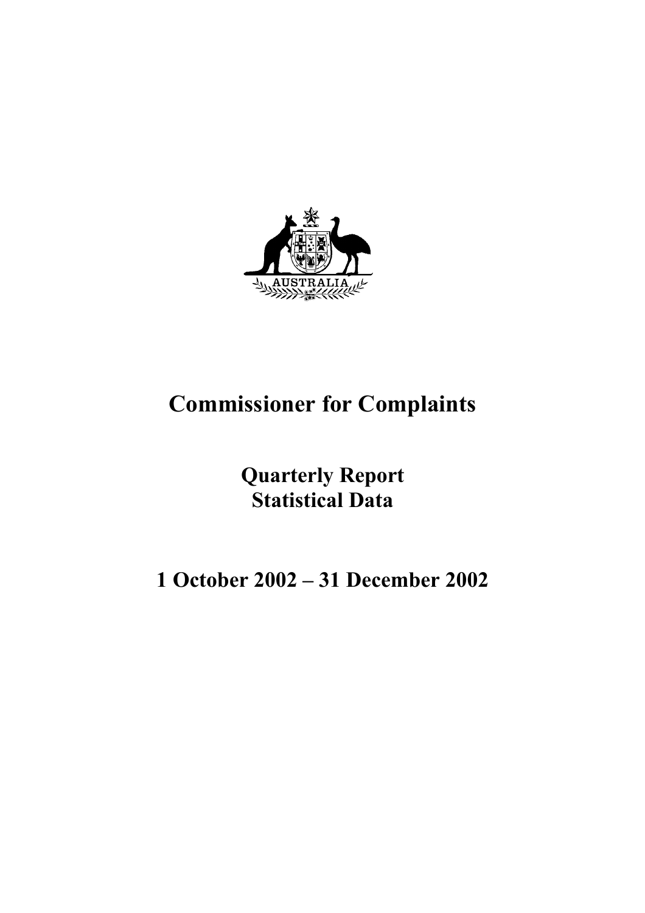AUSTRALIA

# Commissioner for Complaints

## Quarterly Report
## Statistical Data

## 1 October 2002 – 31 December 2002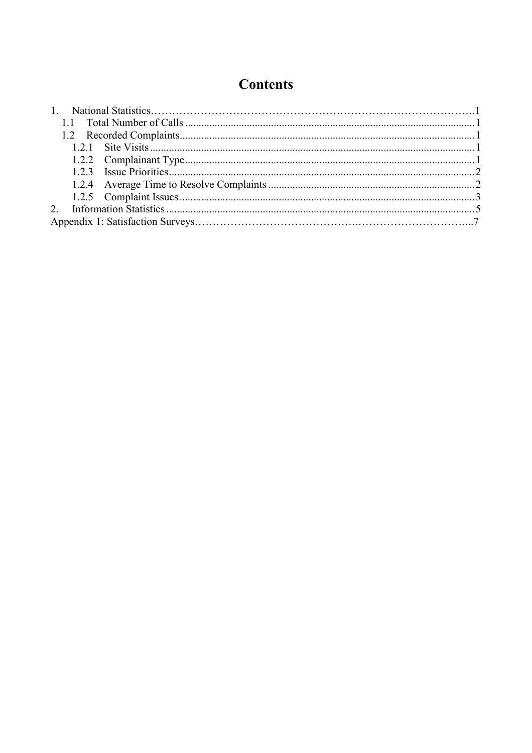# Contents

1. National Statistics……………………………………………………………………………….1
   - 1.1 Total Number of Calls ........................................................................................................... 1
   - 1.2 Recorded Complaints............................................................................................................. 1
     - 1.2.1 Site Visits ........................................................................................................................ 1
     - 1.2.2 Complainant Type........................................................................................................... 1
     - 1.2.3 Issue Priorities................................................................................................................. 2
     - 1.2.4 Average Time to Resolve Complaints ............................................................................ 2
     - 1.2.5 Complaint Issues ............................................................................................................. 3
2. Information Statistics .................................................................................................................. 5

Appendix 1: Satisfaction Surveys………………………………………………………………...7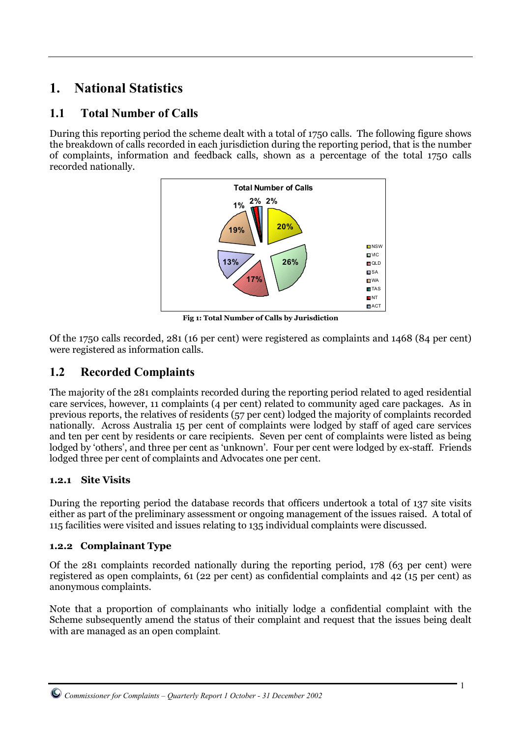# 1. National Statistics

## 1.1 Total Number of Calls

During this reporting period the scheme dealt with a total of 1750 calls. The following figure shows the breakdown of calls recorded in each jurisdiction during the reporting period, that is the number of complaints, information and feedback calls, shown as a percentage of the total 1750 calls recorded nationally.

Fig 1: Total Number of Calls by Jurisdiction

Of the 1750 calls recorded, 281 (16 per cent) were registered as complaints and 1468 (84 per cent) were registered as information calls.

## 1.2 Recorded Complaints

The majority of the 281 complaints recorded during the reporting period related to aged residential care services, however, 11 complaints (4 per cent) related to community aged care packages. As in previous reports, the relatives of residents (57 per cent) lodged the majority of complaints recorded nationally. Across Australia 15 per cent of complaints were lodged by staff of aged care services and ten per cent by residents or care recipients. Seven per cent of complaints were listed as being lodged by 'others', and three per cent as 'unknown'. Four per cent were lodged by ex-staff. Friends lodged three per cent of complaints and Advocates one per cent.

### 1.2.1 Site Visits

During the reporting period the database records that officers undertook a total of 137 site visits either as part of the preliminary assessment or ongoing management of the issues raised. A total of 115 facilities were visited and issues relating to 135 individual complaints were discussed.

### 1.2.2 Complainant Type

Of the 281 complaints recorded nationally during the reporting period, 178 (63 per cent) were registered as open complaints, 61 (22 per cent) as confidential complaints and 42 (15 per cent) as anonymous complaints.

Note that a proportion of complainants who initially lodge a confidential complaint with the Scheme subsequently amend the status of their complaint and request that the issues being dealt with are managed as an open complaint.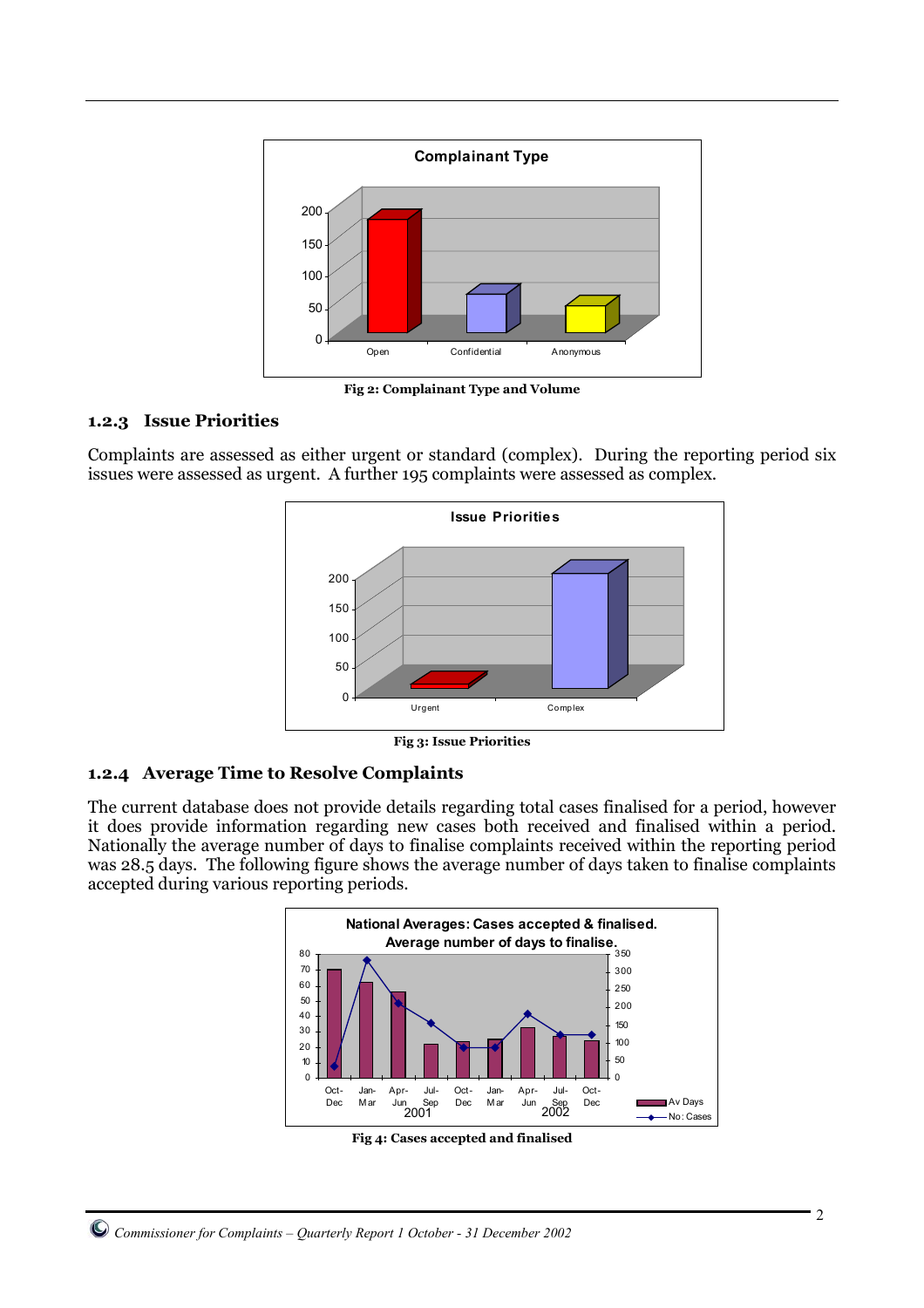Fig 2: Complainant Type and Volume

### 1.2.3 Issue Priorities

Complaints are assessed as either urgent or standard (complex). During the reporting period six issues were assessed as urgent. A further 195 complaints were assessed as complex.

Fig 3: Issue Priorities

### 1.2.4 Average Time to Resolve Complaints

The current database does not provide details regarding total cases finalised for a period, however it does provide information regarding new cases both received and finalised within a period. Nationally the average number of days to finalise complaints received within the reporting period was 28.5 days. The following figure shows the average number of days taken to finalise complaints accepted during various reporting periods.

Fig 4: Cases accepted and finalised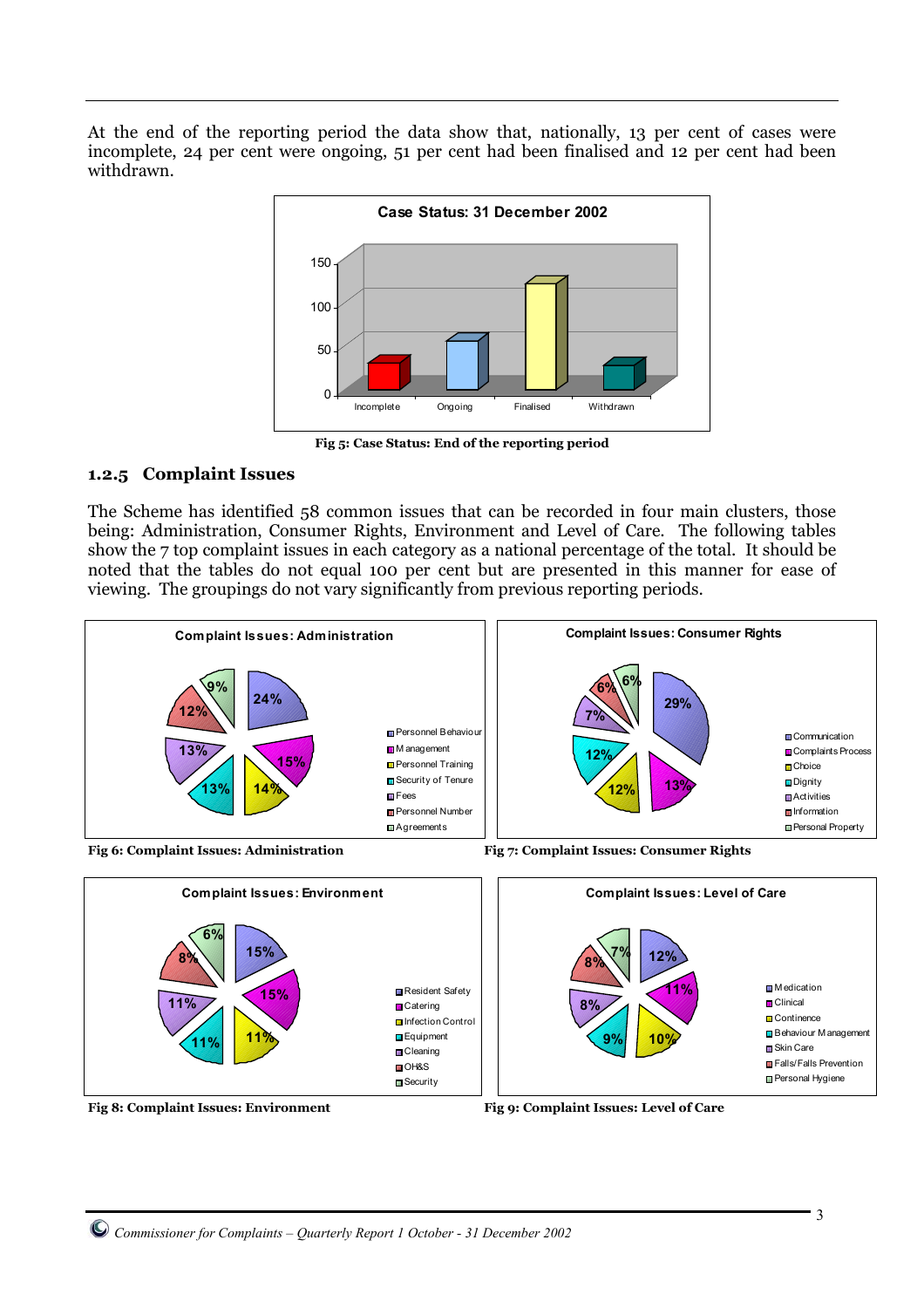At the end of the reporting period the data show that, nationally, 13 per cent of cases were incomplete, 24 per cent were ongoing, 51 per cent had been finalised and 12 per cent had been withdrawn.

**Fig 5: Case Status: End of the reporting period**

### 1.2.5 Complaint Issues

The Scheme has identified 58 common issues that can be recorded in four main clusters, those being: Administration, Consumer Rights, Environment and Level of Care. The following tables show the 7 top complaint issues in each category as a national percentage of the total. It should be noted that the tables do not equal 100 per cent but are presented in this manner for ease of viewing. The groupings do not vary significantly from previous reporting periods.

**Fig 6: Complaint Issues: Administration**

**Fig 7: Complaint Issues: Consumer Rights**

**Fig 8: Complaint Issues: Environment**

**Fig 9: Complaint Issues: Level of Care**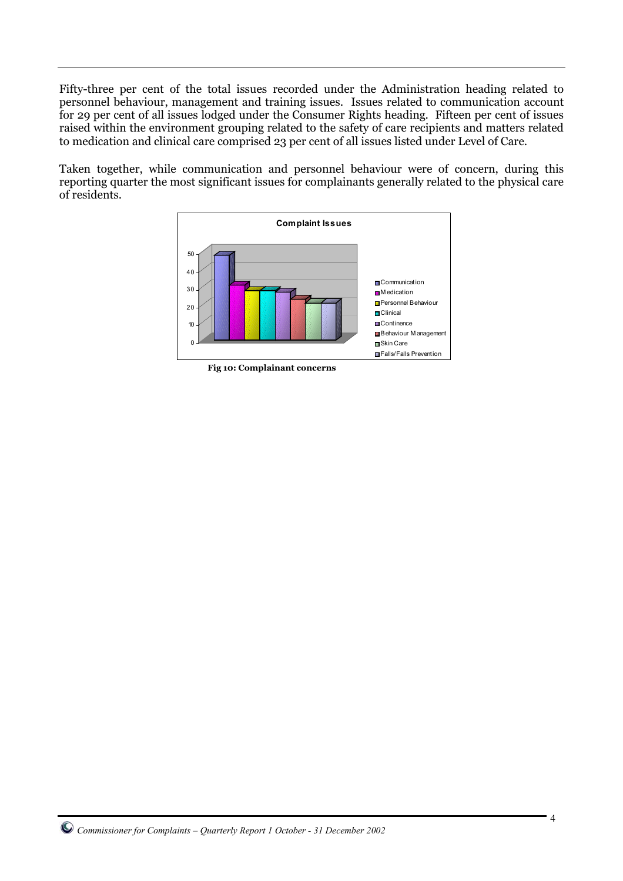Fifty-three per cent of the total issues recorded under the Administration heading related to personnel behaviour, management and training issues. Issues related to communication account for 29 per cent of all issues lodged under the Consumer Rights heading. Fifteen per cent of issues raised within the environment grouping related to the safety of care recipients and matters related to medication and clinical care comprised 23 per cent of all issues listed under Level of Care.

Taken together, while communication and personnel behaviour were of concern, during this reporting quarter the most significant issues for complainants generally related to the physical care of residents.

**Complaint Issues**

- Communication
- Medication
- Personnel Behaviour
- Clinical
- Continence
- Behaviour Management
- Skin Care
- Falls/Falls Prevention

**Fig 10: Complainant concerns**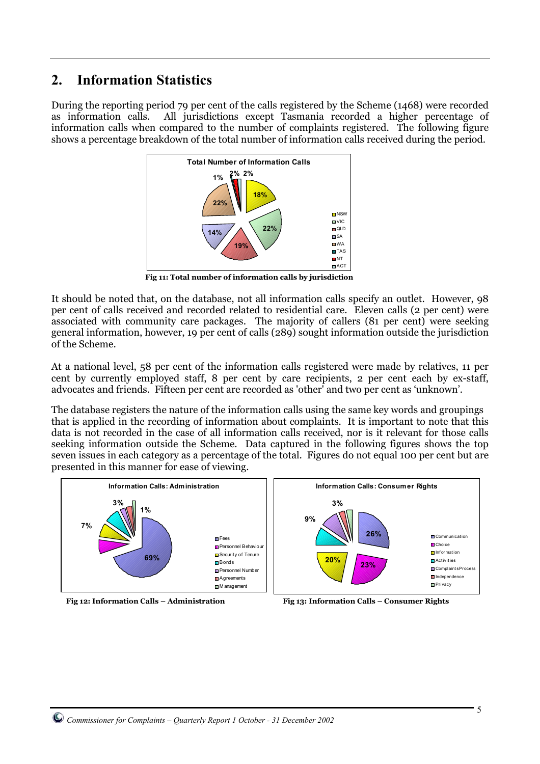## 2. Information Statistics

During the reporting period 79 per cent of the calls registered by the Scheme (1468) were recorded as information calls. All jurisdictions except Tasmania recorded a higher percentage of information calls when compared to the number of complaints registered. The following figure shows a percentage breakdown of the total number of information calls received during the period.

**Fig 11: Total number of information calls by jurisdiction**

It should be noted that, on the database, not all information calls specify an outlet. However, 98 per cent of calls received and recorded related to residential care. Eleven calls (2 per cent) were associated with community care packages. The majority of callers (81 per cent) were seeking general information, however, 19 per cent of calls (289) sought information outside the jurisdiction of the Scheme.

At a national level, 58 per cent of the information calls registered were made by relatives, 11 per cent by currently employed staff, 8 per cent by care recipients, 2 per cent each by ex-staff, advocates and friends. Fifteen per cent are recorded as 'other' and two per cent as 'unknown'.

The database registers the nature of the information calls using the same key words and groupings that is applied in the recording of information about complaints. It is important to note that this data is not recorded in the case of all information calls received, nor is it relevant for those calls seeking information outside the Scheme. Data captured in the following figures shows the top seven issues in each category as a percentage of the total. Figures do not equal 100 per cent but are presented in this manner for ease of viewing.

**Fig 12: Information Calls – Administration**

**Fig 13: Information Calls – Consumer Rights**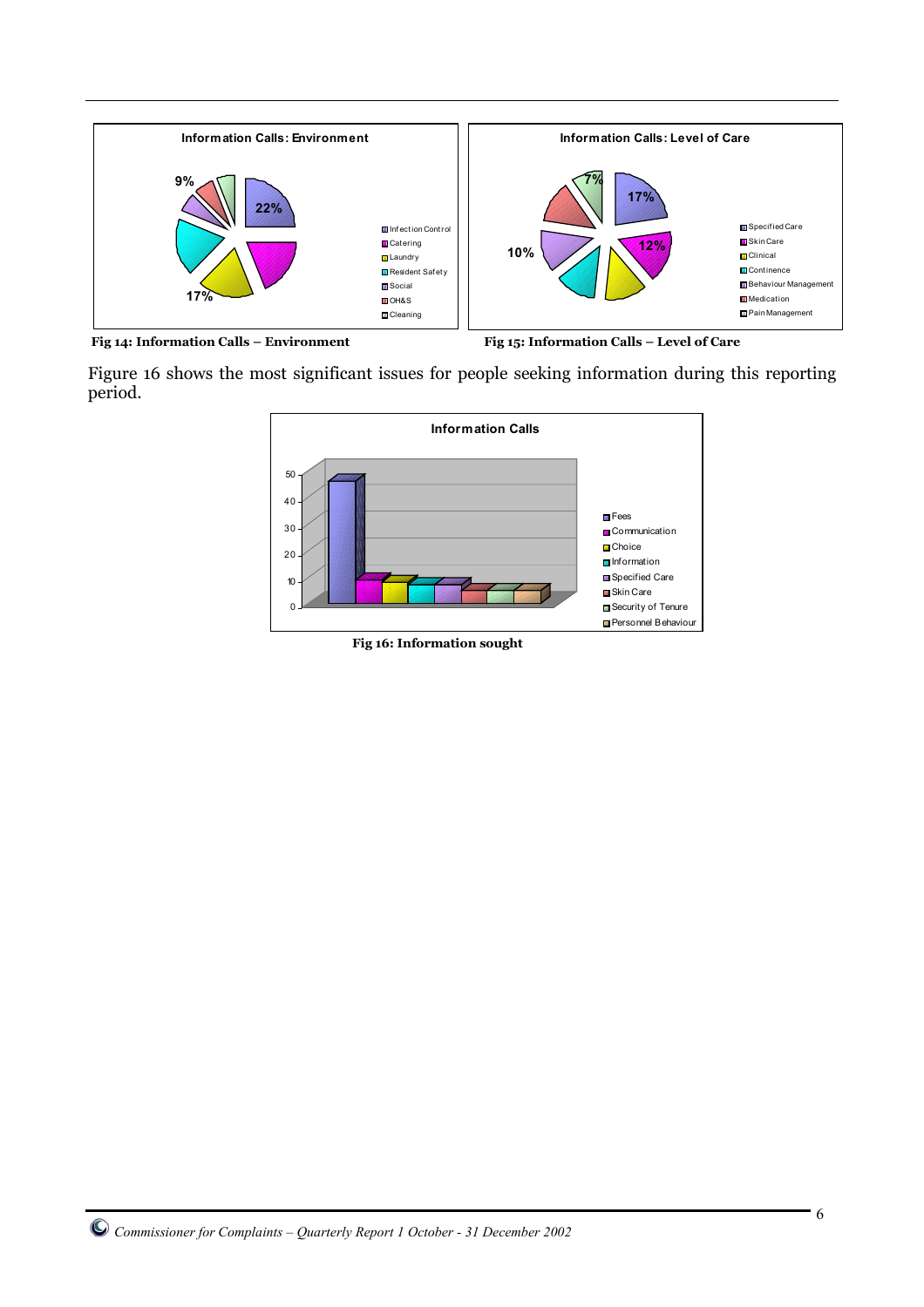Fig 14: Information Calls – Environment

Fig 15: Information Calls – Level of Care

Figure 16 shows the most significant issues for people seeking information during this reporting period.

Fig 16: Information sought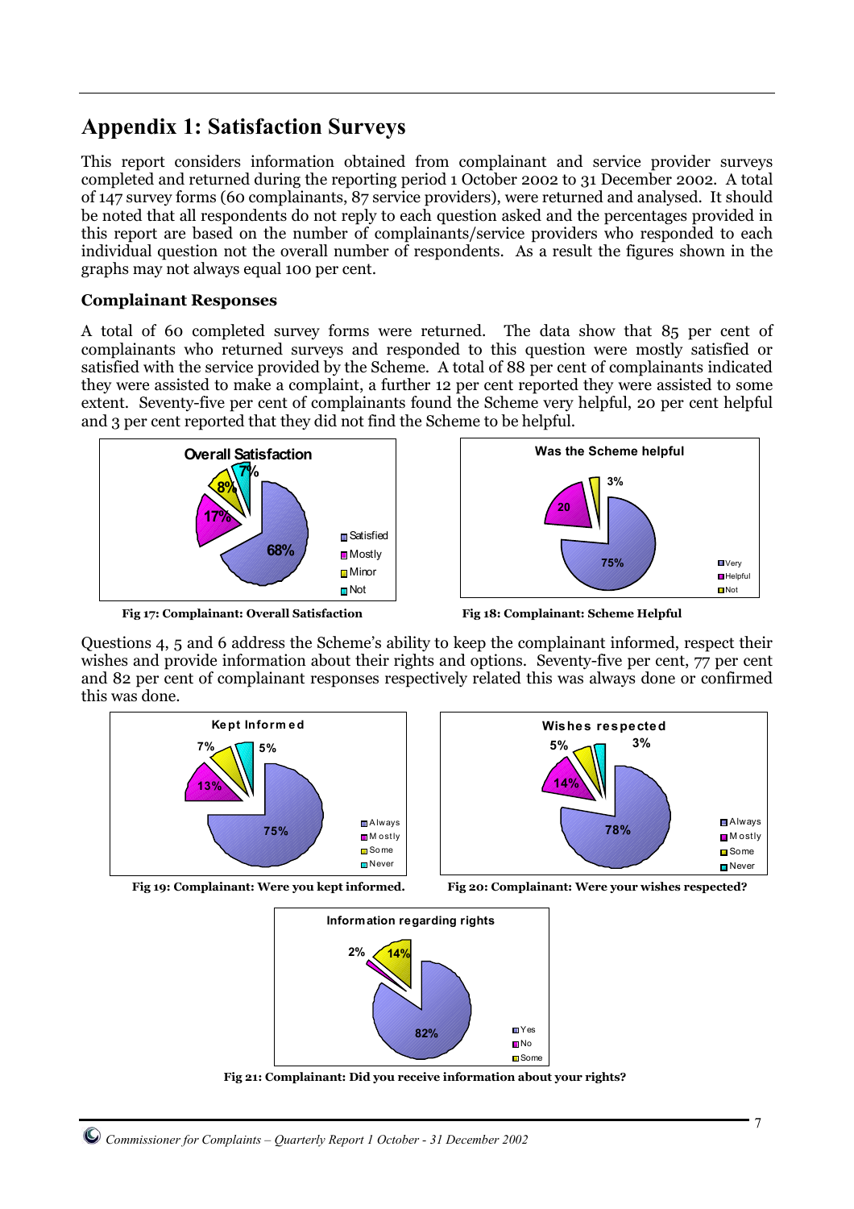# Appendix 1: Satisfaction Surveys

This report considers information obtained from complainant and service provider surveys completed and returned during the reporting period 1 October 2002 to 31 December 2002. A total of 147 survey forms (60 complainants, 87 service providers), were returned and analysed. It should be noted that all respondents do not reply to each question asked and the percentages provided in this report are based on the number of complainants/service providers who responded to each individual question not the overall number of respondents. As a result the figures shown in the graphs may not always equal 100 per cent.

### Complainant Responses

A total of 60 completed survey forms were returned. The data show that 85 per cent of complainants who returned surveys and responded to this question were mostly satisfied or satisfied with the service provided by the Scheme. A total of 88 per cent of complainants indicated they were assisted to make a complaint, a further 12 per cent reported they were assisted to some extent. Seventy-five per cent of complainants found the Scheme very helpful, 20 per cent helpful and 3 per cent reported that they did not find the Scheme to be helpful.

**Overall Satisfaction**

| Response | Percentage |
|---|---|
| Satisfied | 68% |
| Mostly | 17% |
| Minor | 8% |
| Not | 7% |

**Fig 17: Complainant: Overall Satisfaction**

**Was the Scheme helpful**

| Response | Percentage |
|---|---|
| Very | 75% |
| Helpful | 20 |
| Not | 3% |

**Fig 18: Complainant: Scheme Helpful**

Questions 4, 5 and 6 address the Scheme's ability to keep the complainant informed, respect their wishes and provide information about their rights and options. Seventy-five per cent, 77 per cent and 82 per cent of complainant responses respectively related this was always done or confirmed this was done.

**Kept Informed**

| Response | Percentage |
|---|---|
| Always | 75% |
| Mostly | 13% |
| Some | 7% |
| Never | 5% |

**Fig 19: Complainant: Were you kept informed.**

**Wishes respected**

| Response | Percentage |
|---|---|
| Always | 78% |
| Mostly | 14% |
| Some | 5% |
| Never | 3% |

**Fig 20: Complainant: Were your wishes respected?**

**Information regarding rights**

| Response | Percentage |
|---|---|
| Yes | 82% |
| No | 2% |
| Some | 14% |

**Fig 21: Complainant: Did you receive information about your rights?**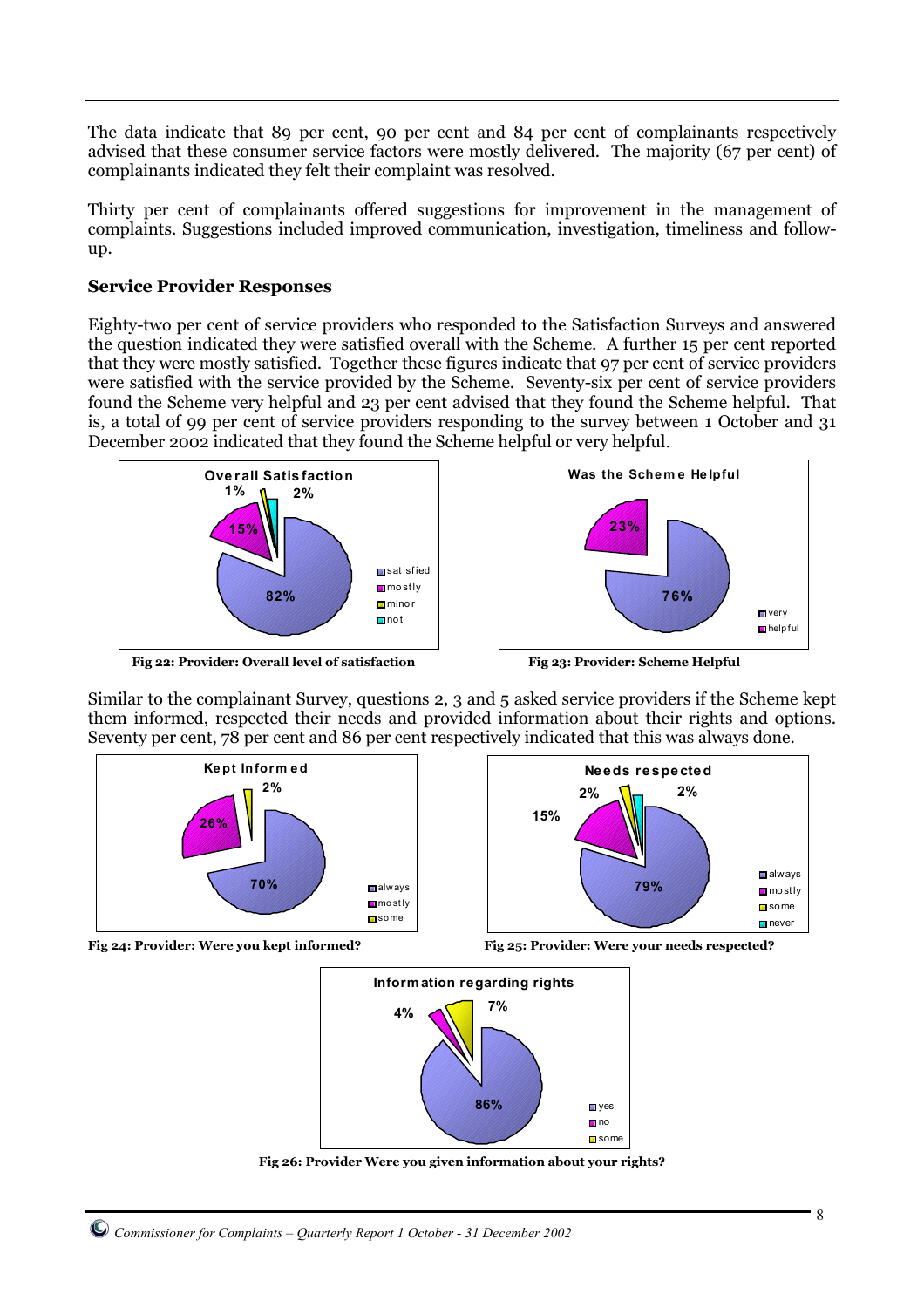The data indicate that 89 per cent, 90 per cent and 84 per cent of complainants respectively advised that these consumer service factors were mostly delivered. The majority (67 per cent) of complainants indicated they felt their complaint was resolved.

Thirty per cent of complainants offered suggestions for improvement in the management of complaints. Suggestions included improved communication, investigation, timeliness and follow-up.

### Service Provider Responses

Eighty-two per cent of service providers who responded to the Satisfaction Surveys and answered the question indicated they were satisfied overall with the Scheme. A further 15 per cent reported that they were mostly satisfied. Together these figures indicate that 97 per cent of service providers were satisfied with the service provided by the Scheme. Seventy-six per cent of service providers found the Scheme very helpful and 23 per cent advised that they found the Scheme helpful. That is, a total of 99 per cent of service providers responding to the survey between 1 October and 31 December 2002 indicated that they found the Scheme helpful or very helpful.

**Overall Satisfaction**

| Response | Per cent |
|---|---|
| satisfied | 82% |
| mostly | 15% |
| minor | 1% |
| not | 2% |

**Fig 22: Provider: Overall level of satisfaction**

**Was the Scheme Helpful**

| Response | Per cent |
|---|---|
| very | 76% |
| helpful | 23% |

**Fig 23: Provider: Scheme Helpful**

Similar to the complainant Survey, questions 2, 3 and 5 asked service providers if the Scheme kept them informed, respected their needs and provided information about their rights and options. Seventy per cent, 78 per cent and 86 per cent respectively indicated that this was always done.

**Kept Informed**

| Response | Per cent |
|---|---|
| always | 70% |
| mostly | 26% |
| some | 2% |

**Fig 24: Provider: Were you kept informed?**

**Needs respected**

| Response | Per cent |
|---|---|
| always | 79% |
| mostly | 15% |
| some | 2% |
| never | 2% |

**Fig 25: Provider: Were your needs respected?**

**Information regarding rights**

| Response | Per cent |
|---|---|
| yes | 86% |
| no | 4% |
| some | 7% |

**Fig 26: Provider Were you given information about your rights?**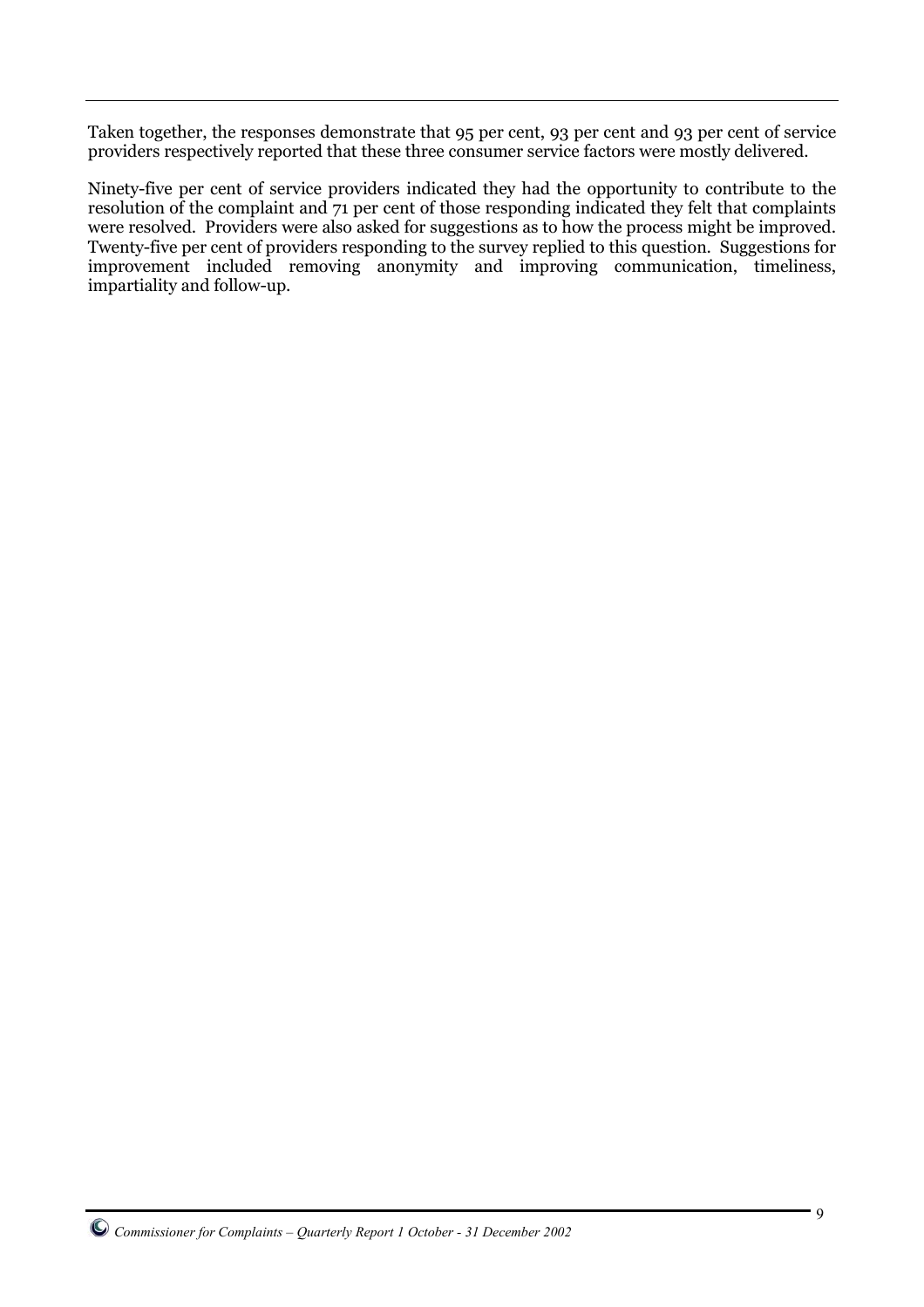Taken together, the responses demonstrate that 95 per cent, 93 per cent and 93 per cent of service providers respectively reported that these three consumer service factors were mostly delivered.

Ninety-five per cent of service providers indicated they had the opportunity to contribute to the resolution of the complaint and 71 per cent of those responding indicated they felt that complaints were resolved. Providers were also asked for suggestions as to how the process might be improved. Twenty-five per cent of providers responding to the survey replied to this question. Suggestions for improvement included removing anonymity and improving communication, timeliness, impartiality and follow-up.